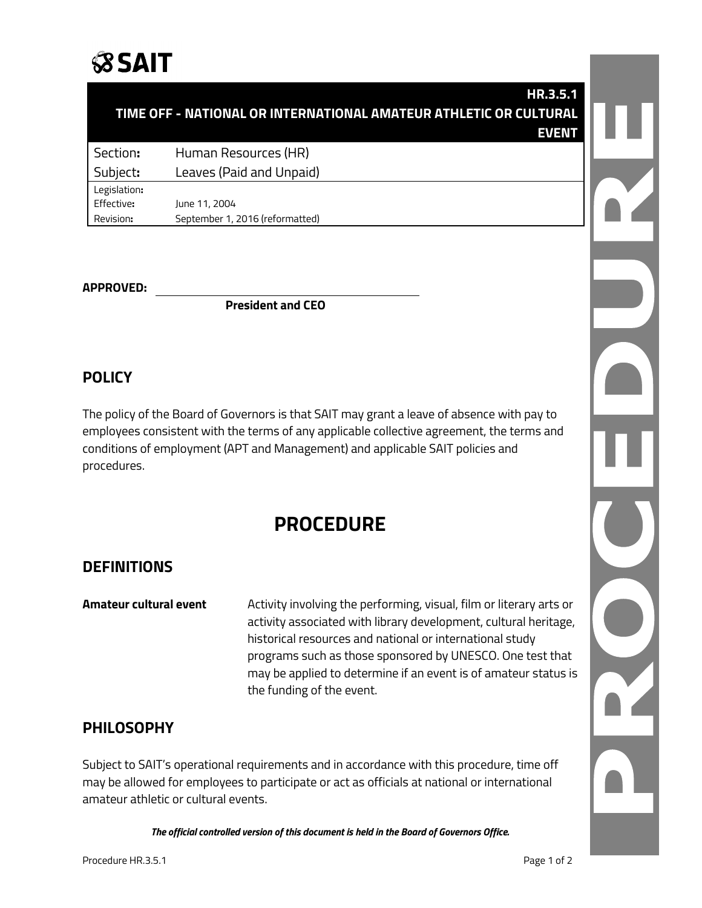**SAIT**

# HR.3.5.1 TIME OFF - NATIONAL OR INTERNATIONAL AMATEUR ATHLETIC OR CULTURAL EVENT

| | |
|---|---|
| Section: | Human Resources (HR) |
| Subject: | Leaves (Paid and Unpaid) |
| Legislation: | |
| Effective: | June 11, 2004 |
| Revision: | September 1, 2016 (reformatted) |

**APPROVED:** ______________________________

**President and CEO**

## POLICY

The policy of the Board of Governors is that SAIT may grant a leave of absence with pay to employees consistent with the terms of any applicable collective agreement, the terms and conditions of employment (APT and Management) and applicable SAIT policies and procedures.

# PROCEDURE

## DEFINITIONS

| | |
|---|---|
| **Amateur cultural event** | Activity involving the performing, visual, film or literary arts or activity associated with library development, cultural heritage, historical resources and national or international study programs such as those sponsored by UNESCO. One test that may be applied to determine if an event is of amateur status is the funding of the event. |

## PHILOSOPHY

Subject to SAIT's operational requirements and in accordance with this procedure, time off may be allowed for employees to participate or act as officials at national or international amateur athletic or cultural events.

***The official controlled version of this document is held in the Board of Governors Office.***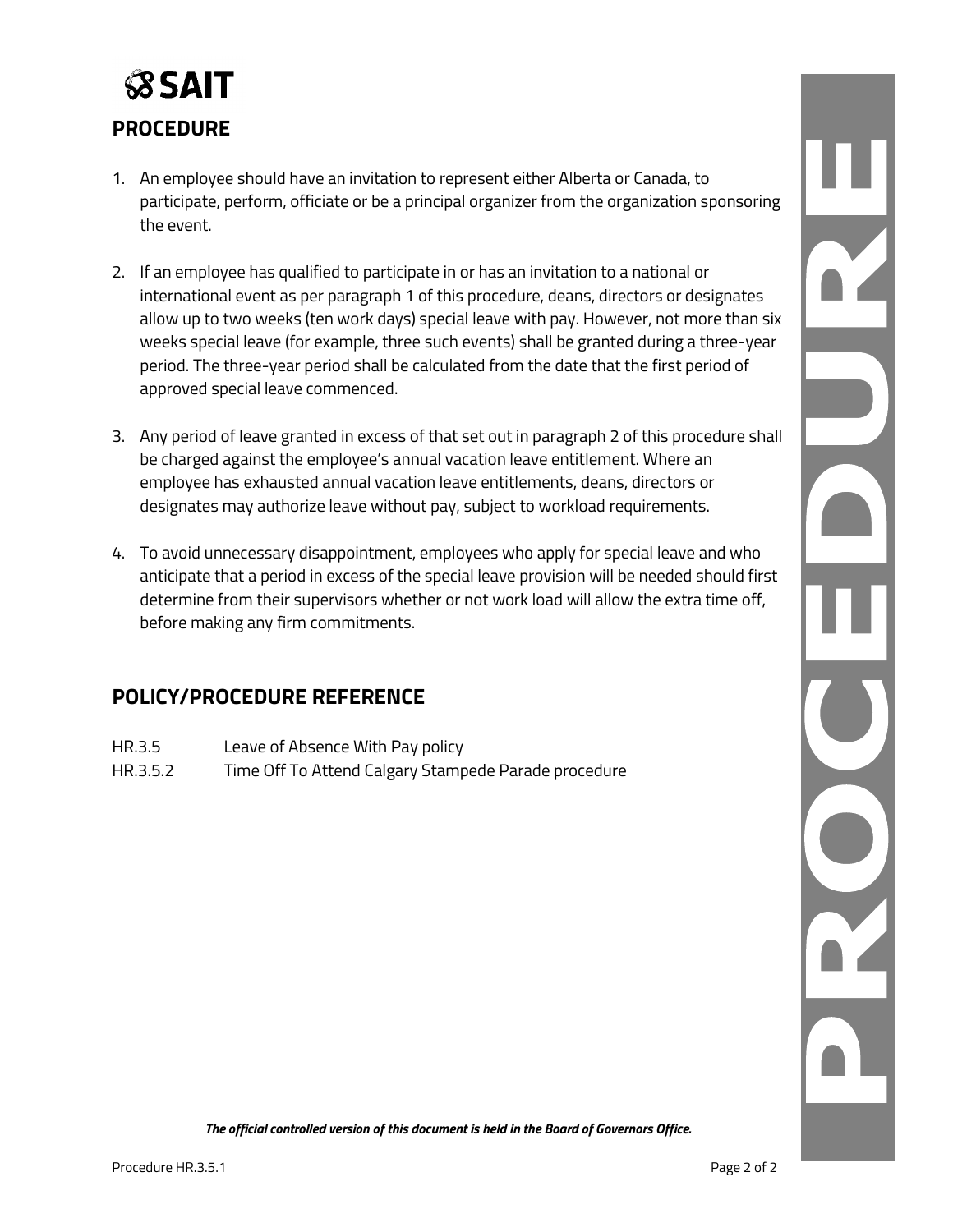## PROCEDURE

1. An employee should have an invitation to represent either Alberta or Canada, to participate, perform, officiate or be a principal organizer from the organization sponsoring the event.

2. If an employee has qualified to participate in or has an invitation to a national or international event as per paragraph 1 of this procedure, deans, directors or designates allow up to two weeks (ten work days) special leave with pay. However, not more than six weeks special leave (for example, three such events) shall be granted during a three-year period. The three-year period shall be calculated from the date that the first period of approved special leave commenced.

3. Any period of leave granted in excess of that set out in paragraph 2 of this procedure shall be charged against the employee's annual vacation leave entitlement. Where an employee has exhausted annual vacation leave entitlements, deans, directors or designates may authorize leave without pay, subject to workload requirements.

4. To avoid unnecessary disappointment, employees who apply for special leave and who anticipate that a period in excess of the special leave provision will be needed should first determine from their supervisors whether or not work load will allow the extra time off, before making any firm commitments.

## POLICY/PROCEDURE REFERENCE

| | |
|---|---|
| HR.3.5 | Leave of Absence With Pay policy |
| HR.3.5.2 | Time Off To Attend Calgary Stampede Parade procedure |

***The official controlled version of this document is held in the Board of Governors Office.***